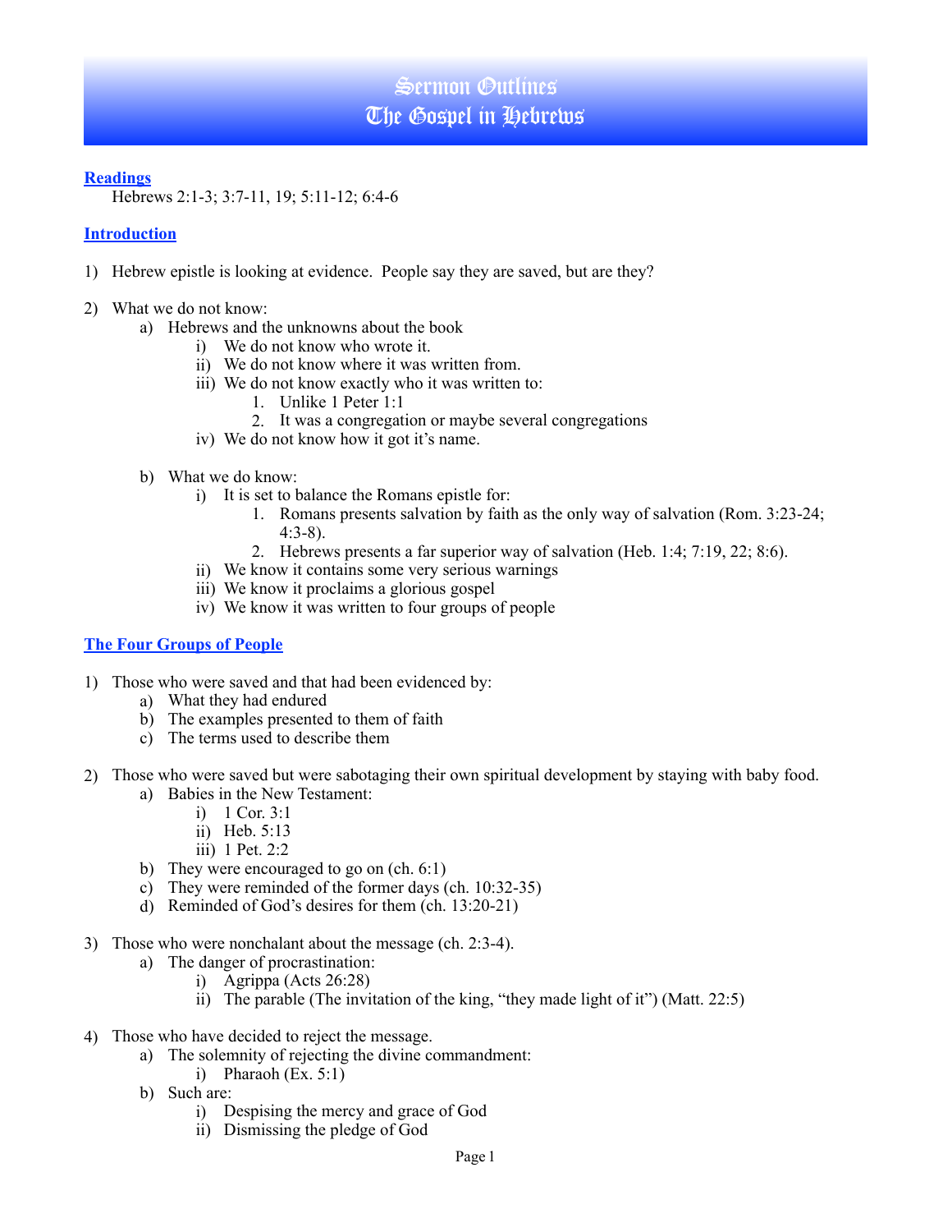# Sermon Outlines
# The Gospel in Hebrews

## Readings

Hebrews 2:1-3; 3:7-11, 19; 5:11-12; 6:4-6

## Introduction

1) Hebrew epistle is looking at evidence. People say they are saved, but are they?

2) What we do not know:
   a) Hebrews and the unknowns about the book
      i) We do not know who wrote it.
      ii) We do not know where it was written from.
      iii) We do not know exactly who it was written to:
         1. Unlike 1 Peter 1:1
         2. It was a congregation or maybe several congregations
      iv) We do not know how it got it's name.

   b) What we do know:
      i) It is set to balance the Romans epistle for:
         1. Romans presents salvation by faith as the only way of salvation (Rom. 3:23-24; 4:3-8).
         2. Hebrews presents a far superior way of salvation (Heb. 1:4; 7:19, 22; 8:6).
      ii) We know it contains some very serious warnings
      iii) We know it proclaims a glorious gospel
      iv) We know it was written to four groups of people

## The Four Groups of People

1) Those who were saved and that had been evidenced by:
   a) What they had endured
   b) The examples presented to them of faith
   c) The terms used to describe them

2) Those who were saved but were sabotaging their own spiritual development by staying with baby food.
   a) Babies in the New Testament:
      i) 1 Cor. 3:1
      ii) Heb. 5:13
      iii) 1 Pet. 2:2
   b) They were encouraged to go on (ch. 6:1)
   c) They were reminded of the former days (ch. 10:32-35)
   d) Reminded of God's desires for them (ch. 13:20-21)

3) Those who were nonchalant about the message (ch. 2:3-4).
   a) The danger of procrastination:
      i) Agrippa (Acts 26:28)
      ii) The parable (The invitation of the king, "they made light of it") (Matt. 22:5)

4) Those who have decided to reject the message.
   a) The solemnity of rejecting the divine commandment:
      i) Pharaoh (Ex. 5:1)
   b) Such are:
      i) Despising the mercy and grace of God
      ii) Dismissing the pledge of God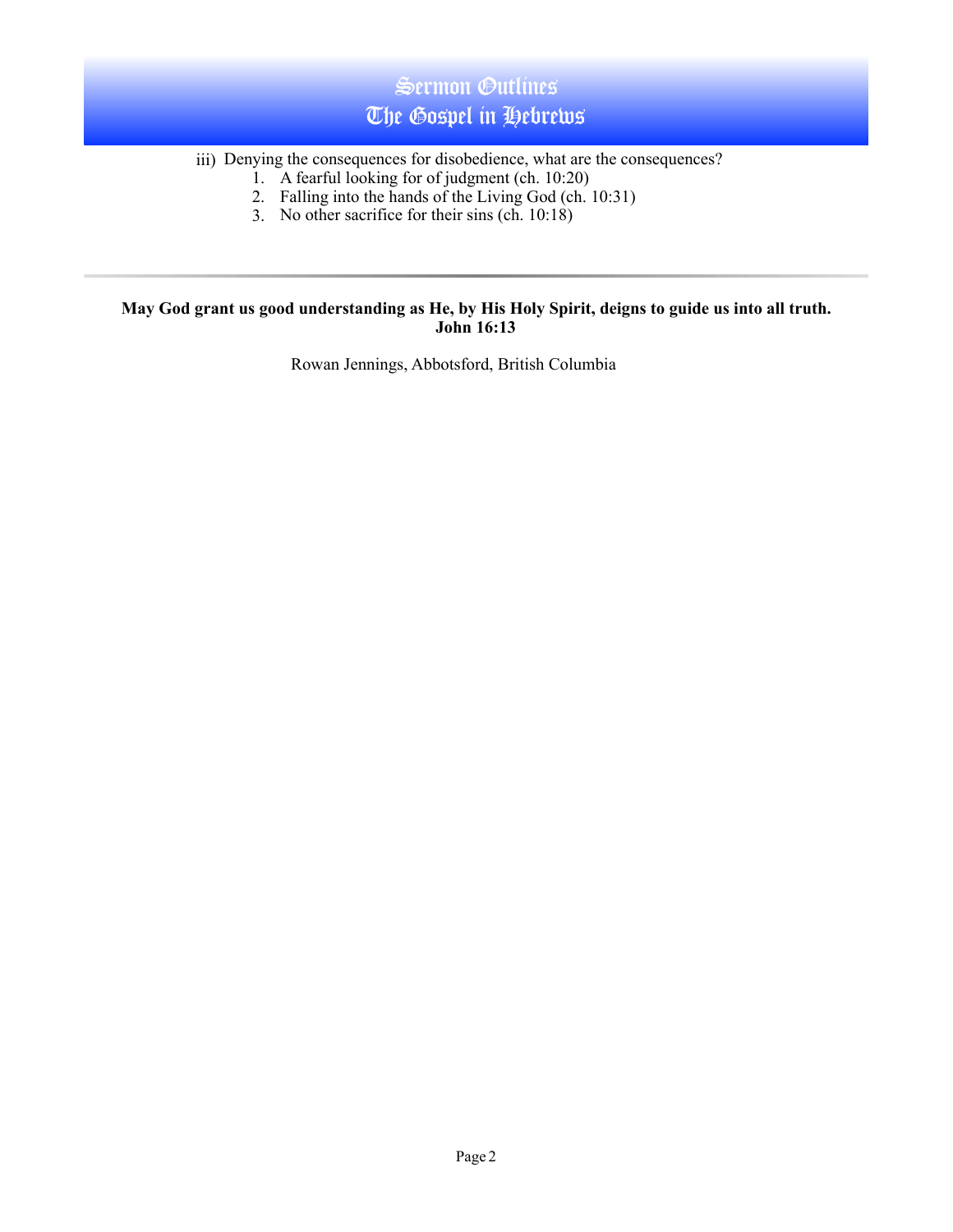iii) Denying the consequences for disobedience, what are the consequences?

1. A fearful looking for of judgment (ch. 10:20)
2. Falling into the hands of the Living God (ch. 10:31)
3. No other sacrifice for their sins (ch. 10:18)

---

**May God grant us good understanding as He, by His Holy Spirit, deigns to guide us into all truth. John 16:13**

Rowan Jennings, Abbotsford, British Columbia